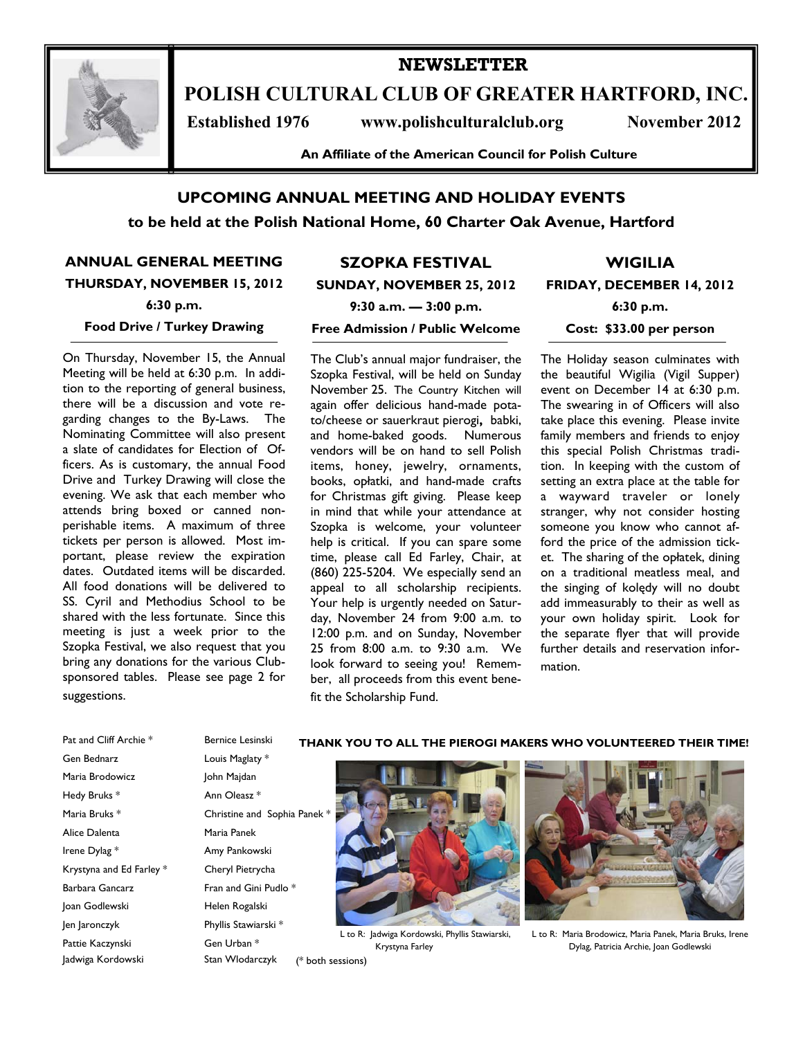# NEWSLETTER

# POLISH CULTURAL CLUB OF GREATER HARTFORD, INC.

**Established 1976** **www.polishculturalclub.org** **November 2012**

**An Affiliate of the American Council for Polish Culture**

## UPCOMING ANNUAL MEETING AND HOLIDAY EVENTS

**to be held at the Polish National Home, 60 Charter Oak Avenue, Hartford**

### ANNUAL GENERAL MEETING

**THURSDAY, NOVEMBER 15, 2012**

**6:30 p.m.**

**Food Drive / Turkey Drawing**

On Thursday, November 15, the Annual Meeting will be held at 6:30 p.m. In addition to the reporting of general business, there will be a discussion and vote regarding changes to the By-Laws. The Nominating Committee will also present a slate of candidates for Election of Officers. As is customary, the annual Food Drive and Turkey Drawing will close the evening. We ask that each member who attends bring boxed or canned non-perishable items. A maximum of three tickets per person is allowed. Most important, please review the expiration dates. Outdated items will be discarded. All food donations will be delivered to SS. Cyril and Methodius School to be shared with the less fortunate. Since this meeting is just a week prior to the Szopka Festival, we also request that you bring any donations for the various Club-sponsored tables. Please see page 2 for suggestions.

### SZOPKA FESTIVAL

**SUNDAY, NOVEMBER 25, 2012**

**9:30 a.m. — 3:00 p.m.**

**Free Admission / Public Welcome**

The Club's annual major fundraiser, the Szopka Festival, will be held on Sunday November 25. The Country Kitchen will again offer delicious hand-made potato/cheese or sauerkraut pierogi**,** babki, and home-baked goods. Numerous vendors will be on hand to sell Polish items, honey, jewelry, ornaments, books, opłatki, and hand-made crafts for Christmas gift giving. Please keep in mind that while your attendance at Szopka is welcome, your volunteer help is critical. If you can spare some time, please call Ed Farley, Chair, at (860) 225-5204. We especially send an appeal to all scholarship recipients. Your help is urgently needed on Saturday, November 24 from 9:00 a.m. to 12:00 p.m. and on Sunday, November 25 from 8:00 a.m. to 9:30 a.m. We look forward to seeing you! Remember, all proceeds from this event benefit the Scholarship Fund.

### WIGILIA

**FRIDAY, DECEMBER 14, 2012**

**6:30 p.m.**

**Cost: $33.00 per person**

The Holiday season culminates with the beautiful Wigilia (Vigil Supper) event on December 14 at 6:30 p.m. The swearing in of Officers will also take place this evening. Please invite family members and friends to enjoy this special Polish Christmas tradition. In keeping with the custom of setting an extra place at the table for a wayward traveler or lonely stranger, why not consider hosting someone you know who cannot afford the price of the admission ticket. The sharing of the opłatek, dining on a traditional meatless meal, and the singing of kolędy will no doubt add immeasurably to their as well as your own holiday spirit. Look for the separate flyer that will provide further details and reservation information.

**THANK YOU TO ALL THE PIEROGI MAKERS WHO VOLUNTEERED THEIR TIME!**

- Pat and Cliff Archie *
- Gen Bednarz
- Maria Brodowicz
- Hedy Bruks *
- Maria Bruks *
- Alice Dalenta
- Irene Dylag *
- Krystyna and Ed Farley *
- Barbara Gancarz
- Joan Godlewski
- Jen Jaronczyk
- Pattie Kaczynski
- Jadwiga Kordowski
- Bernice Lesinski
- Louis Maglaty *
- John Majdan
- Ann Oleasz *
- Christine and Sophia Panek *
- Maria Panek
- Amy Pankowski
- Cheryl Pietrycha
- Fran and Gini Pudlo *
- Helen Rogalski
- Phyllis Stawiarski *
- Gen Urban *
- Stan Wlodarczyk

(* both sessions)

L to R: Jadwiga Kordowski, Phyllis Stawiarski, Krystyna Farley

L to R: Maria Brodowicz, Maria Panek, Maria Bruks, Irene Dylag, Patricia Archie, Joan Godlewski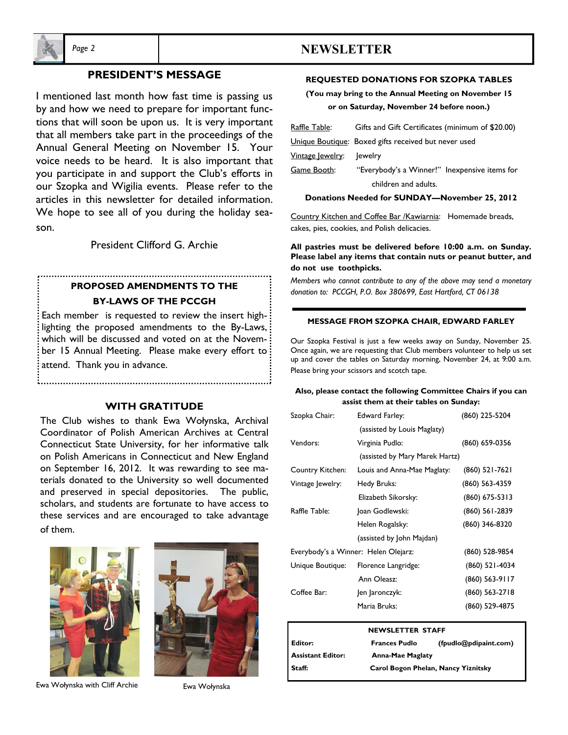## PRESIDENT'S MESSAGE

I mentioned last month how fast time is passing us by and how we need to prepare for important functions that will soon be upon us. It is very important that all members take part in the proceedings of the Annual General Meeting on November 15. Your voice needs to be heard. It is also important that you participate in and support the Club's efforts in our Szopka and Wigilia events. Please refer to the articles in this newsletter for detailed information. We hope to see all of you during the holiday season.

President Clifford G. Archie

## PROPOSED AMENDMENTS TO THE BY-LAWS OF THE PCCGH

Each member is requested to review the insert highlighting the proposed amendments to the By-Laws, which will be discussed and voted on at the November 15 Annual Meeting. Please make every effort to attend. Thank you in advance.

## WITH GRATITUDE

The Club wishes to thank Ewa Wołynska, Archival Coordinator of Polish American Archives at Central Connecticut State University, for her informative talk on Polish Americans in Connecticut and New England on September 16, 2012. It was rewarding to see materials donated to the University so well documented and preserved in special depositories. The public, scholars, and students are fortunate to have access to these services and are encouraged to take advantage of them.

Ewa Wołynska with Cliff Archie

Ewa Wołynska

## REQUESTED DONATIONS FOR SZOPKA TABLES

**(You may bring to the Annual Meeting on November 15 or on Saturday, November 24 before noon.)**

Raffle Table: Gifts and Gift Certificates (minimum of $20.00)

Unique Boutique: Boxed gifts received but never used

Vintage Jewelry: Jewelry

Game Booth: "Everybody's a Winner!" Inexpensive items for children and adults.

**Donations Needed for SUNDAY—November 25, 2012**

Country Kitchen and Coffee Bar /Kawiarnia: Homemade breads, cakes, pies, cookies, and Polish delicacies.

**All pastries must be delivered before 10:00 a.m. on Sunday. Please label any items that contain nuts or peanut butter, and do not use toothpicks.**

*Members who cannot contribute to any of the above may send a monetary donation to: PCCGH, P.O. Box 380699, East Hartford, CT 06138*

## MESSAGE FROM SZOPKA CHAIR, EDWARD FARLEY

Our Szopka Festival is just a few weeks away on Sunday, November 25. Once again, we are requesting that Club members volunteer to help us set up and cover the tables on Saturday morning, November 24, at 9:00 a.m. Please bring your scissors and scotch tape.

**Also, please contact the following Committee Chairs if you can assist them at their tables on Sunday:**

| | | |
|---|---|---|
| Szopka Chair: | Edward Farley: | (860) 225-5204 |
| | (assisted by Louis Maglaty) | |
| Vendors: | Virginia Pudlo: | (860) 659-0356 |
| | (assisted by Mary Marek Hartz) | |
| Country Kitchen: | Louis and Anna-Mae Maglaty: | (860) 521-7621 |
| Vintage Jewelry: | Hedy Bruks: | (860) 563-4359 |
| | Elizabeth Sikorsky: | (860) 675-5313 |
| Raffle Table: | Joan Godlewski: | (860) 561-2839 |
| | Helen Rogalsky: | (860) 346-8320 |
| | (assisted by John Majdan) | |
| Everybody's a Winner: | Helen Olejarz: | (860) 528-9854 |
| Unique Boutique: | Florence Langridge: | (860) 521-4034 |
| | Ann Oleasz: | (860) 563-9117 |
| Coffee Bar: | Jen Jaronczyk: | (860) 563-2718 |
| | Maria Bruks: | (860) 529-4875 |

**NEWSLETTER STAFF**

| | | |
|---|---|---|
| **Editor:** | **Frances Pudlo** | **(fpudlo@pdipaint.com)** |
| **Assistant Editor:** | **Anna-Mae Maglaty** | |
| **Staff:** | **Carol Bogon Phelan, Nancy Yiznitsky** | |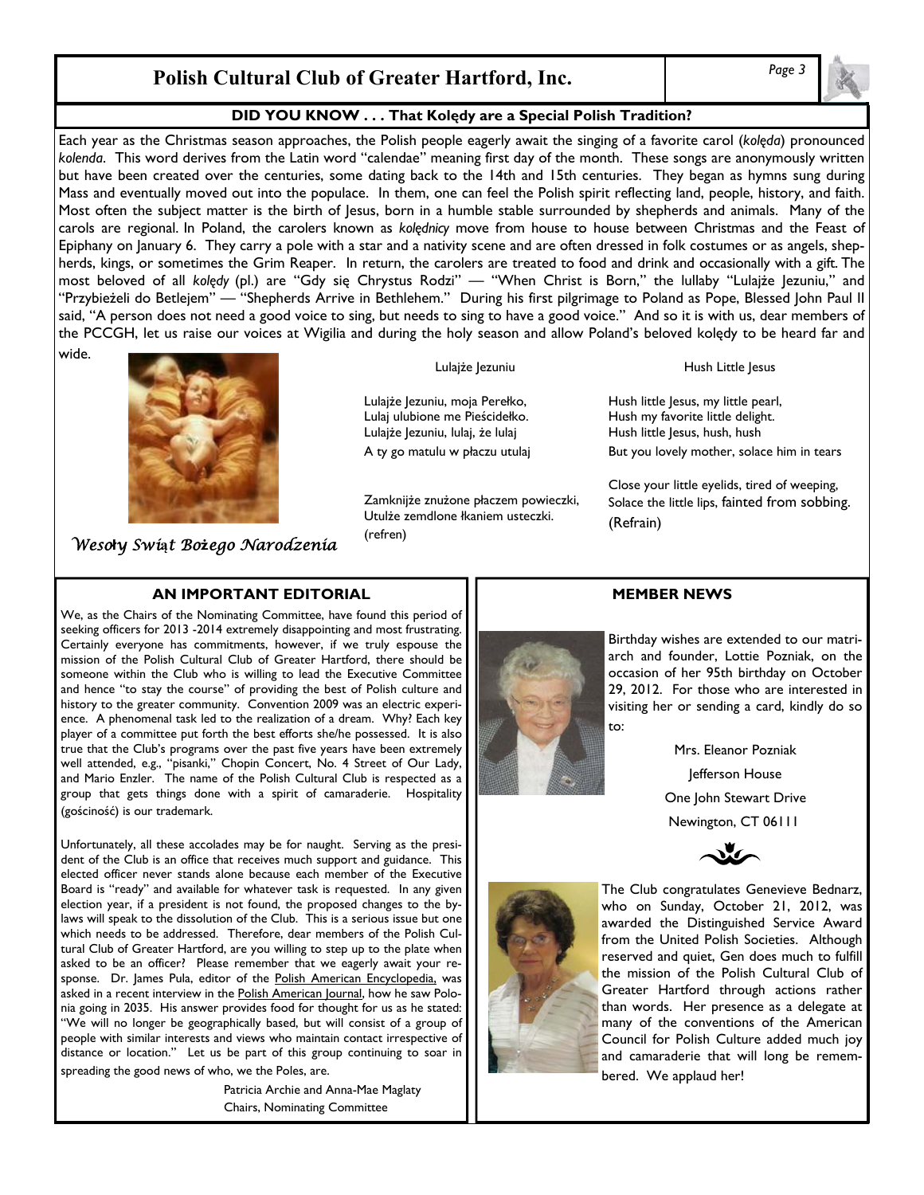## DID YOU KNOW . . . That Kolędy are a Special Polish Tradition?

Each year as the Christmas season approaches, the Polish people eagerly await the singing of a favorite carol (*kolęda*) pronounced *kolenda*. This word derives from the Latin word "calendae" meaning first day of the month. These songs are anonymously written but have been created over the centuries, some dating back to the 14th and 15th centuries. They began as hymns sung during Mass and eventually moved out into the populace. In them, one can feel the Polish spirit reflecting land, people, history, and faith. Most often the subject matter is the birth of Jesus, born in a humble stable surrounded by shepherds and animals. Many of the carols are regional. In Poland, the carolers known as *kolędnicy* move from house to house between Christmas and the Feast of Epiphany on January 6. They carry a pole with a star and a nativity scene and are often dressed in folk costumes or as angels, shepherds, kings, or sometimes the Grim Reaper. In return, the carolers are treated to food and drink and occasionally with a gift. The most beloved of all *kolędy* (pl.) are "Gdy się Chrystus Rodzi" — "When Christ is Born," the lullaby "Lulajże Jezuniu," and "Przybieżeli do Betlejem" — "Shepherds Arrive in Bethlehem." During his first pilgrimage to Poland as Pope, Blessed John Paul II said, "A person does not need a good voice to sing, but needs to sing to have a good voice." And so it is with us, dear members of the PCCGH, let us raise our voices at Wigilia and during the holy season and allow Poland's beloved kolędy to be heard far and wide.

*Wesoły Świąt Bożego Narodzenia*

| Lulajże Jezuniu | Hush Little Jesus |
|---|---|
| Lulajże Jezuniu, moja Perełko,<br>Lulaj ulubione me Pieścidełko.<br>Lulajże Jezuniu, lulaj, że lulaj<br>A ty go matulu w płaczu utulaj | Hush little Jesus, my little pearl,<br>Hush my favorite little delight.<br>Hush little Jesus, hush, hush<br>But you lovely mother, solace him in tears |
| Zamknijże znużone płaczem powieczki,<br>Utulże zemdlone łkaniem usteczki.<br>(refren) | Close your little eyelids, tired of weeping,<br>Solace the little lips, fainted from sobbing.<br>(Refrain) |

## AN IMPORTANT EDITORIAL

We, as the Chairs of the Nominating Committee, have found this period of seeking officers for 2013 -2014 extremely disappointing and most frustrating. Certainly everyone has commitments, however, if we truly espouse the mission of the Polish Cultural Club of Greater Hartford, there should be someone within the Club who is willing to lead the Executive Committee and hence "to stay the course" of providing the best of Polish culture and history to the greater community. Convention 2009 was an electric experience. A phenomenal task led to the realization of a dream. Why? Each key player of a committee put forth the best efforts she/he possessed. It is also true that the Club's programs over the past five years have been extremely well attended, e.g., "pisanki," Chopin Concert, No. 4 Street of Our Lady, and Mario Enzler. The name of the Polish Cultural Club is respected as a group that gets things done with a spirit of camaraderie. Hospitality (gościność) is our trademark.

Unfortunately, all these accolades may be for naught. Serving as the president of the Club is an office that receives much support and guidance. This elected officer never stands alone because each member of the Executive Board is "ready" and available for whatever task is requested. In any given election year, if a president is not found, the proposed changes to the bylaws will speak to the dissolution of the Club. This is a serious issue but one which needs to be addressed. Therefore, dear members of the Polish Cultural Club of Greater Hartford, are you willing to step up to the plate when asked to be an officer? Please remember that we eagerly await your response. Dr. James Pula, editor of the Polish American Encyclopedia, was asked in a recent interview in the Polish American Journal, how he saw Polonia going in 2035. His answer provides food for thought for us as he stated: "We will no longer be geographically based, but will consist of a group of people with similar interests and views who maintain contact irrespective of distance or location." Let us be part of this group continuing to soar in spreading the good news of who, we the Poles, are.

Patricia Archie and Anna-Mae Maglaty
Chairs, Nominating Committee

## MEMBER NEWS

Birthday wishes are extended to our matriarch and founder, Lottie Pozniak, on the occasion of her 95th birthday on October 29, 2012. For those who are interested in visiting her or sending a card, kindly do so to:

Mrs. Eleanor Pozniak
Jefferson House
One John Stewart Drive
Newington, CT 06111

The Club congratulates Genevieve Bednarz, who on Sunday, October 21, 2012, was awarded the Distinguished Service Award from the United Polish Societies. Although reserved and quiet, Gen does much to fulfill the mission of the Polish Cultural Club of Greater Hartford through actions rather than words. Her presence as a delegate at many of the conventions of the American Council for Polish Culture added much joy and camaraderie that will long be remembered. We applaud her!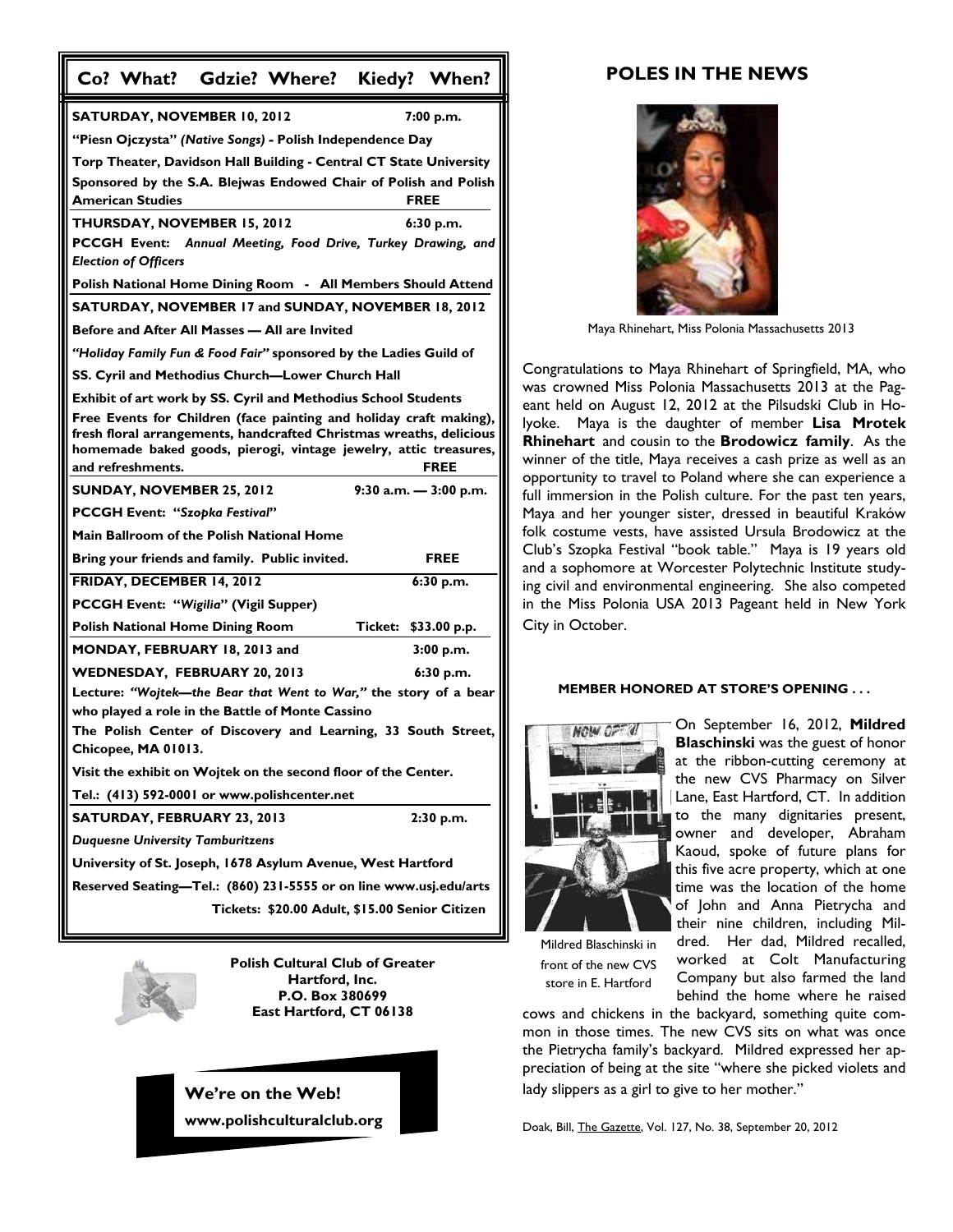## Co? What? Gdzie? Where? Kiedy? When?

**SATURDAY, NOVEMBER 10, 2012** — **7:00 p.m.**

**"Piesn Ojczysta"** ***(Native Songs)*** **- Polish Independence Day**

**Torp Theater, Davidson Hall Building - Central CT State University**

**Sponsored by the S.A. Blejwas Endowed Chair of Polish and Polish American Studies** — **FREE**

**THURSDAY, NOVEMBER 15, 2012** — **6:30 p.m.**

**PCCGH Event:** ***Annual Meeting, Food Drive, Turkey Drawing, and Election of Officers***

**Polish National Home Dining Room - All Members Should Attend**

**SATURDAY, NOVEMBER 17 and SUNDAY, NOVEMBER 18, 2012**

**Before and After All Masses — All are Invited**

***"Holiday Family Fun & Food Fair"*** **sponsored by the Ladies Guild of SS. Cyril and Methodius Church—Lower Church Hall**

**Exhibit of art work by SS. Cyril and Methodius School Students**

**Free Events for Children (face painting and holiday craft making), fresh floral arrangements, handcrafted Christmas wreaths, delicious homemade baked goods, pierogi, vintage jewelry, attic treasures, and refreshments.** — **FREE**

**SUNDAY, NOVEMBER 25, 2012** — **9:30 a.m. — 3:00 p.m.**

**PCCGH Event: "*Szopka Festival*"**

**Main Ballroom of the Polish National Home**

**Bring your friends and family. Public invited.** — **FREE**

**FRIDAY, DECEMBER 14, 2012** — **6:30 p.m.**

**PCCGH Event: "*Wigilia*" (Vigil Supper)**

**Polish National Home Dining Room** — **Ticket: $33.00 p.p.**

**MONDAY, FEBRUARY 18, 2013 and** — **3:00 p.m.**

**WEDNESDAY, FEBRUARY 20, 2013** — **6:30 p.m.**

**Lecture: *"Wojtek—the Bear that Went to War,"* the story of a bear who played a role in the Battle of Monte Cassino**

**The Polish Center of Discovery and Learning, 33 South Street, Chicopee, MA 01013.**

**Visit the exhibit on Wojtek on the second floor of the Center.**

**Tel.: (413) 592-0001 or www.polishcenter.net**

**SATURDAY, FEBRUARY 23, 2013** — **2:30 p.m.**

***Duquesne University Tamburitzens***

**University of St. Joseph, 1678 Asylum Avenue, West Hartford**

**Reserved Seating—Tel.: (860) 231-5555 or on line www.usj.edu/arts**

**Tickets: $20.00 Adult, $15.00 Senior Citizen**

**Polish Cultural Club of Greater Hartford, Inc.**
**P.O. Box 380699**
**East Hartford, CT 06138**

**We're on the Web!**
**www.polishculturalclub.org**

## POLES IN THE NEWS

Maya Rhinehart, Miss Polonia Massachusetts 2013

Congratulations to Maya Rhinehart of Springfield, MA, who was crowned Miss Polonia Massachusetts 2013 at the Pageant held on August 12, 2012 at the Pilsudski Club in Holyoke. Maya is the daughter of member **Lisa Mrotek Rhinehart** and cousin to the **Brodowicz family**. As the winner of the title, Maya receives a cash prize as well as an opportunity to travel to Poland where she can experience a full immersion in the Polish culture. For the past ten years, Maya and her younger sister, dressed in beautiful Kraków folk costume vests, have assisted Ursula Brodowicz at the Club's Szopka Festival "book table." Maya is 19 years old and a sophomore at Worcester Polytechnic Institute studying civil and environmental engineering. She also competed in the Miss Polonia USA 2013 Pageant held in New York City in October.

### MEMBER HONORED AT STORE'S OPENING . . .

On September 16, 2012, **Mildred Blaschinski** was the guest of honor at the ribbon-cutting ceremony at the new CVS Pharmacy on Silver Lane, East Hartford, CT. In addition to the many dignitaries present, owner and developer, Abraham Kaoud, spoke of future plans for this five acre property, which at one time was the location of the home of John and Anna Pietrycha and their nine children, including Mildred. Her dad, Mildred recalled, worked at Colt Manufacturing Company but also farmed the land behind the home where he raised cows and chickens in the backyard, something quite common in those times. The new CVS sits on what was once the Pietrycha family's backyard. Mildred expressed her appreciation of being at the site "where she picked violets and lady slippers as a girl to give to her mother."

Mildred Blaschinski in front of the new CVS store in E. Hartford

Doak, Bill, The Gazette, Vol. 127, No. 38, September 20, 2012